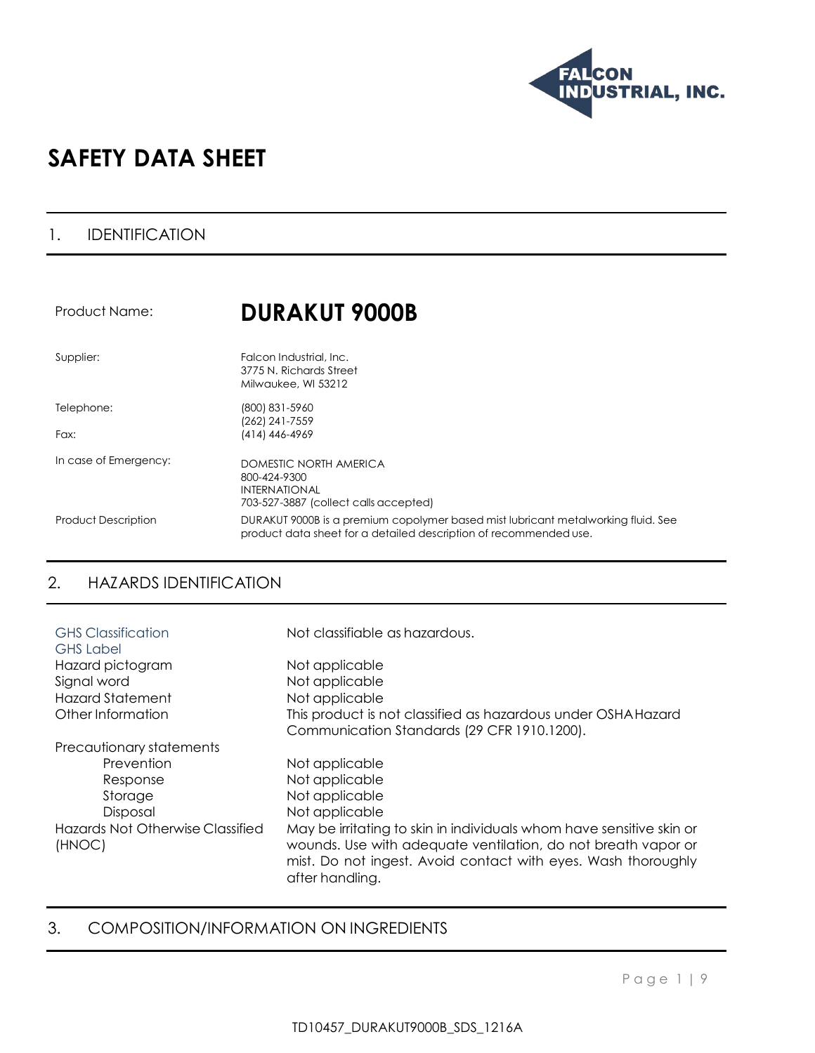FALCON INDUSTRIAL, INC.

# SAFETY DATA SHEET

## 1. IDENTIFICATION

| | |
|---|---|
| Product Name: | **DURAKUT 9000B** |
| Supplier: | Falcon Industrial, Inc.<br>3775 N. Richards Street<br>Milwaukee, WI 53212 |
| Telephone: | (800) 831-5960<br>(262) 241-7559 |
| Fax: | (414) 446-4969 |
| In case of Emergency: | DOMESTIC NORTH AMERICA<br>800-424-9300<br>INTERNATIONAL<br>703-527-3887 (collect calls accepted) |
| Product Description | DURAKUT 9000B is a premium copolymer based mist lubricant metalworking fluid. See product data sheet for a detailed description of recommended use. |

## 2. HAZARDS IDENTIFICATION

| | |
|---|---|
| GHS Classification | Not classifiable as hazardous. |
| GHS Label | |
| Hazard pictogram | Not applicable |
| Signal word | Not applicable |
| Hazard Statement | Not applicable |
| Other Information | This product is not classified as hazardous under OSHA Hazard Communication Standards (29 CFR 1910.1200). |
| Precautionary statements | |
| Prevention | Not applicable |
| Response | Not applicable |
| Storage | Not applicable |
| Disposal | Not applicable |
| Hazards Not Otherwise Classified (HNOC) | May be irritating to skin in individuals whom have sensitive skin or wounds. Use with adequate ventilation, do not breath vapor or mist. Do not ingest. Avoid contact with eyes. Wash thoroughly after handling. |

## 3. COMPOSITION/INFORMATION ON INGREDIENTS

TD10457_DURAKUT9000B_SDS_1216A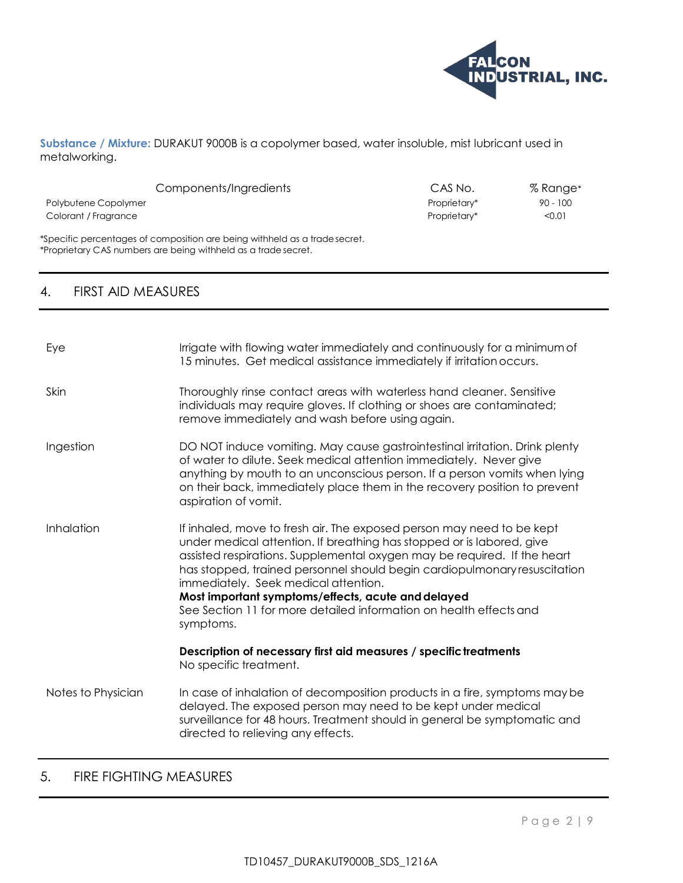**Substance / Mixture:** DURAKUT 9000B is a copolymer based, water insoluble, mist lubricant used in metalworking.

| Components/Ingredients | CAS No. | % Range* |
|---|---|---|
| Polybutene Copolymer | Proprietary* | 90 - 100 |
| Colorant / Fragrance | Proprietary* | <0.01 |

*Specific percentages of composition are being withheld as a trade secret.
*Proprietary CAS numbers are being withheld as a trade secret.

## 4. FIRST AID MEASURES

**Eye**
Irrigate with flowing water immediately and continuously for a minimum of 15 minutes. Get medical assistance immediately if irritation occurs.

**Skin**
Thoroughly rinse contact areas with waterless hand cleaner. Sensitive individuals may require gloves. If clothing or shoes are contaminated; remove immediately and wash before using again.

**Ingestion**
DO NOT induce vomiting. May cause gastrointestinal irritation. Drink plenty of water to dilute. Seek medical attention immediately. Never give anything by mouth to an unconscious person. If a person vomits when lying on their back, immediately place them in the recovery position to prevent aspiration of vomit.

**Inhalation**
If inhaled, move to fresh air. The exposed person may need to be kept under medical attention. If breathing has stopped or is labored, give assisted respirations. Supplemental oxygen may be required. If the heart has stopped, trained personnel should begin cardiopulmonary resuscitation immediately. Seek medical attention.

**Most important symptoms/effects, acute and delayed**
See Section 11 for more detailed information on health effects and symptoms.

**Description of necessary first aid measures / specific treatments**
No specific treatment.

**Notes to Physician**
In case of inhalation of decomposition products in a fire, symptoms may be delayed. The exposed person may need to be kept under medical surveillance for 48 hours. Treatment should in general be symptomatic and directed to relieving any effects.

## 5. FIRE FIGHTING MEASURES

TD10457_DURAKUT9000B_SDS_1216A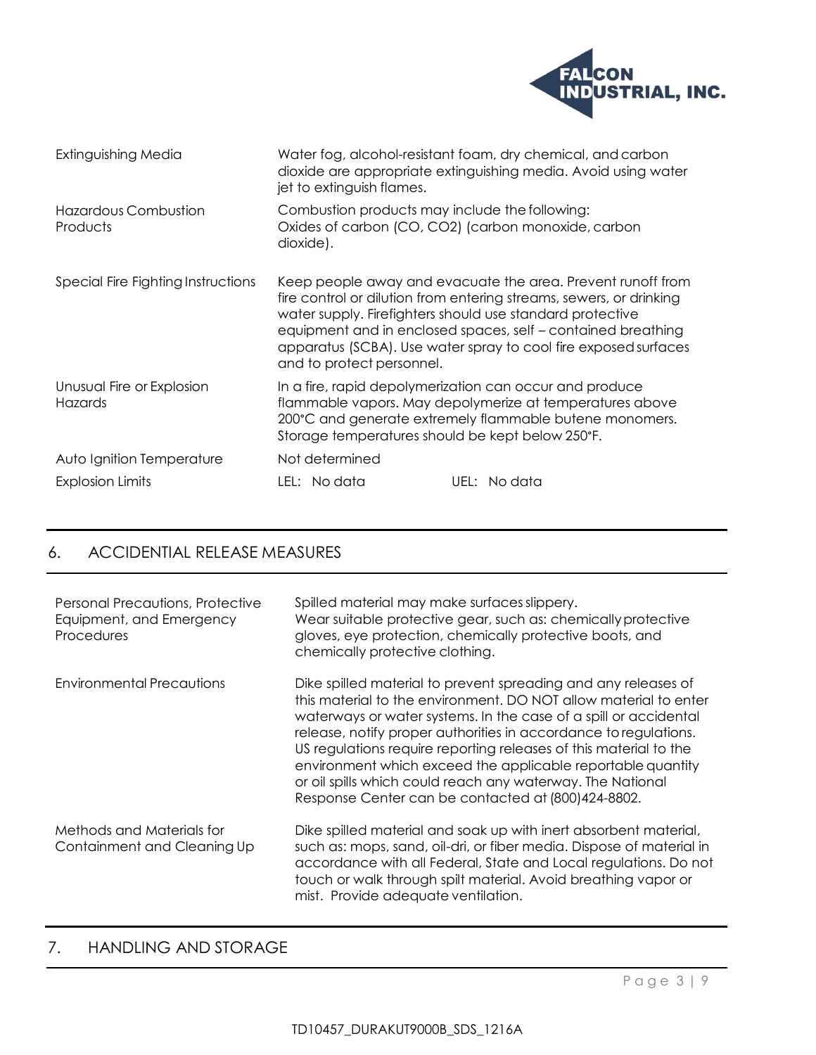| | |
|---|---|
| Extinguishing Media | Water fog, alcohol-resistant foam, dry chemical, and carbon dioxide are appropriate extinguishing media. Avoid using water jet to extinguish flames. |
| Hazardous Combustion Products | Combustion products may include the following: Oxides of carbon (CO, $CO_2$) (carbon monoxide, carbon dioxide). |
| Special Fire Fighting Instructions | Keep people away and evacuate the area. Prevent runoff from fire control or dilution from entering streams, sewers, or drinking water supply. Firefighters should use standard protective equipment and in enclosed spaces, self – contained breathing apparatus (SCBA). Use water spray to cool fire exposed surfaces and to protect personnel. |
| Unusual Fire or Explosion Hazards | In a fire, rapid depolymerization can occur and produce flammable vapors. May depolymerize at temperatures above 200°C and generate extremely flammable butene monomers. Storage temperatures should be kept below 250°F. |
| Auto Ignition Temperature | Not determined |
| Explosion Limits | LEL: No data     UEL: No data |

## 6. ACCIDENTAL RELEASE MEASURES

| | |
|---|---|
| Personal Precautions, Protective Equipment, and Emergency Procedures | Spilled material may make surfaces slippery. Wear suitable protective gear, such as: chemically protective gloves, eye protection, chemically protective boots, and chemically protective clothing. |
| Environmental Precautions | Dike spilled material to prevent spreading and any releases of this material to the environment. DO NOT allow material to enter waterways or water systems. In the case of a spill or accidental release, notify proper authorities in accordance to regulations. US regulations require reporting releases of this material to the environment which exceed the applicable reportable quantity or oil spills which could reach any waterway. The National Response Center can be contacted at (800)424-8802. |
| Methods and Materials for Containment and Cleaning Up | Dike spilled material and soak up with inert absorbent material, such as: mops, sand, oil-dri, or fiber media. Dispose of material in accordance with all Federal, State and Local regulations. Do not touch or walk through spilt material. Avoid breathing vapor or mist. Provide adequate ventilation. |

## 7. HANDLING AND STORAGE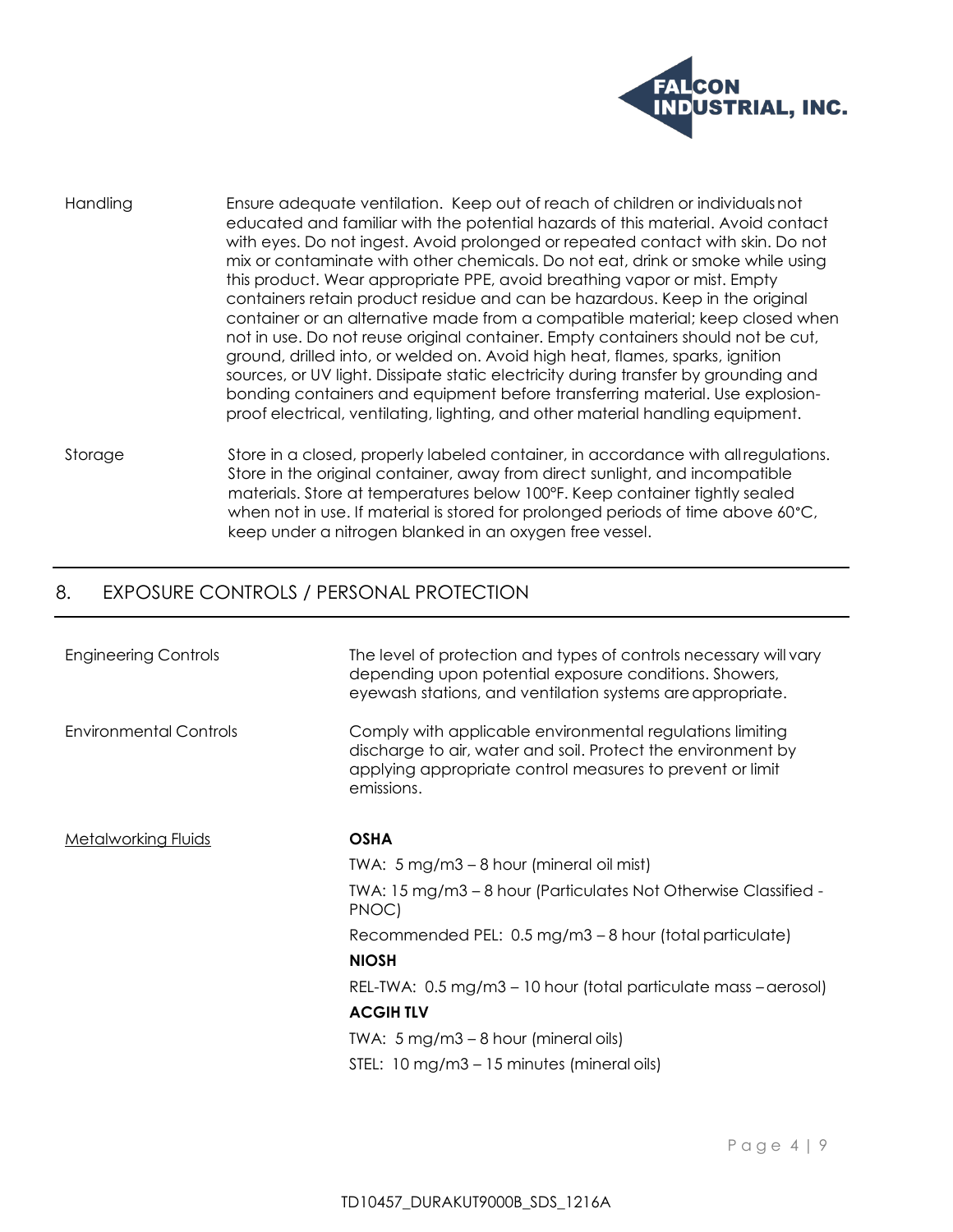Handling

Ensure adequate ventilation. Keep out of reach of children or individuals not educated and familiar with the potential hazards of this material. Avoid contact with eyes. Do not ingest. Avoid prolonged or repeated contact with skin. Do not mix or contaminate with other chemicals. Do not eat, drink or smoke while using this product. Wear appropriate PPE, avoid breathing vapor or mist. Empty containers retain product residue and can be hazardous. Keep in the original container or an alternative made from a compatible material; keep closed when not in use. Do not reuse original container. Empty containers should not be cut, ground, drilled into, or welded on. Avoid high heat, flames, sparks, ignition sources, or UV light. Dissipate static electricity during transfer by grounding and bonding containers and equipment before transferring material. Use explosion-proof electrical, ventilating, lighting, and other material handling equipment.

Storage

Store in a closed, properly labeled container, in accordance with all regulations. Store in the original container, away from direct sunlight, and incompatible materials. Store at temperatures below 100°F. Keep container tightly sealed when not in use. If material is stored for prolonged periods of time above 60°C, keep under a nitrogen blanked in an oxygen free vessel.

## 8. EXPOSURE CONTROLS / PERSONAL PROTECTION

Engineering Controls

The level of protection and types of controls necessary will vary depending upon potential exposure conditions. Showers, eyewash stations, and ventilation systems are appropriate.

Environmental Controls

Comply with applicable environmental regulations limiting discharge to air, water and soil. Protect the environment by applying appropriate control measures to prevent or limit emissions.

Metalworking Fluids

**OSHA**

TWA: 5 mg/m3 – 8 hour (mineral oil mist)

TWA: 15 mg/m3 – 8 hour (Particulates Not Otherwise Classified - PNOC)

Recommended PEL: 0.5 mg/m3 – 8 hour (total particulate)

**NIOSH**

REL-TWA: 0.5 mg/m3 – 10 hour (total particulate mass – aerosol)

**ACGIH TLV**

TWA: 5 mg/m3 – 8 hour (mineral oils)

STEL: 10 mg/m3 – 15 minutes (mineral oils)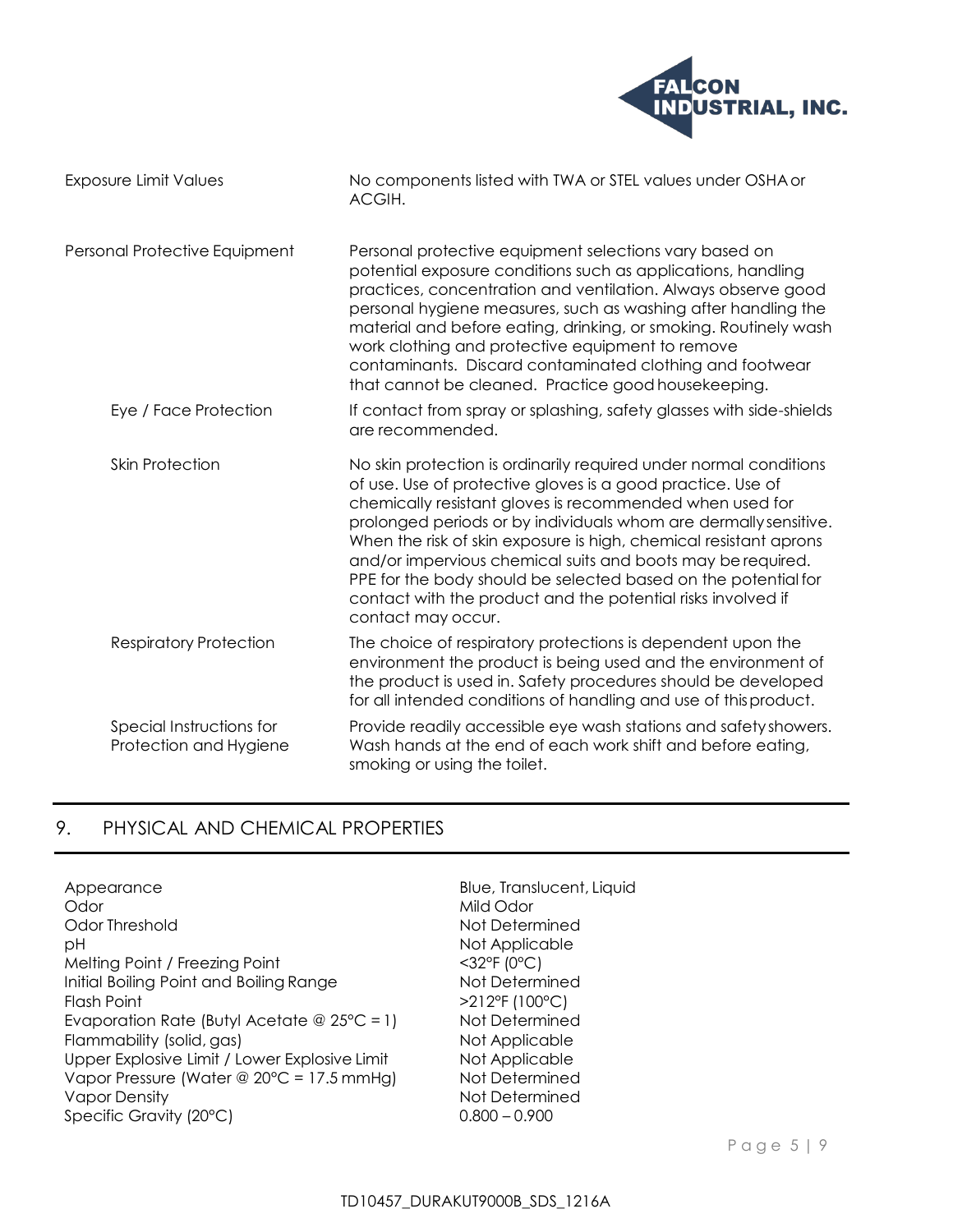| | |
|---|---|
| Exposure Limit Values | No components listed with TWA or STEL values under OSHA or ACGIH. |
| Personal Protective Equipment | Personal protective equipment selections vary based on potential exposure conditions such as applications, handling practices, concentration and ventilation. Always observe good personal hygiene measures, such as washing after handling the material and before eating, drinking, or smoking. Routinely wash work clothing and protective equipment to remove contaminants. Discard contaminated clothing and footwear that cannot be cleaned. Practice good housekeeping. |
| Eye / Face Protection | If contact from spray or splashing, safety glasses with side-shields are recommended. |
| Skin Protection | No skin protection is ordinarily required under normal conditions of use. Use of protective gloves is a good practice. Use of chemically resistant gloves is recommended when used for prolonged periods or by individuals whom are dermally sensitive. When the risk of skin exposure is high, chemical resistant aprons and/or impervious chemical suits and boots may be required. PPE for the body should be selected based on the potential for contact with the product and the potential risks involved if contact may occur. |
| Respiratory Protection | The choice of respiratory protections is dependent upon the environment the product is being used and the environment of the product is used in. Safety procedures should be developed for all intended conditions of handling and use of this product. |
| Special Instructions for Protection and Hygiene | Provide readily accessible eye wash stations and safety showers. Wash hands at the end of each work shift and before eating, smoking or using the toilet. |

## 9. PHYSICAL AND CHEMICAL PROPERTIES

| | |
|---|---|
| Appearance | Blue, Translucent, Liquid |
| Odor | Mild Odor |
| Odor Threshold | Not Determined |
| pH | Not Applicable |
| Melting Point / Freezing Point | <32°F (0°C) |
| Initial Boiling Point and Boiling Range | Not Determined |
| Flash Point | >212°F (100°C) |
| Evaporation Rate (Butyl Acetate @ 25°C = 1) | Not Determined |
| Flammability (solid, gas) | Not Applicable |
| Upper Explosive Limit / Lower Explosive Limit | Not Applicable |
| Vapor Pressure (Water @ 20°C = 17.5 mmHg) | Not Determined |
| Vapor Density | Not Determined |
| Specific Gravity (20°C) | 0.800 – 0.900 |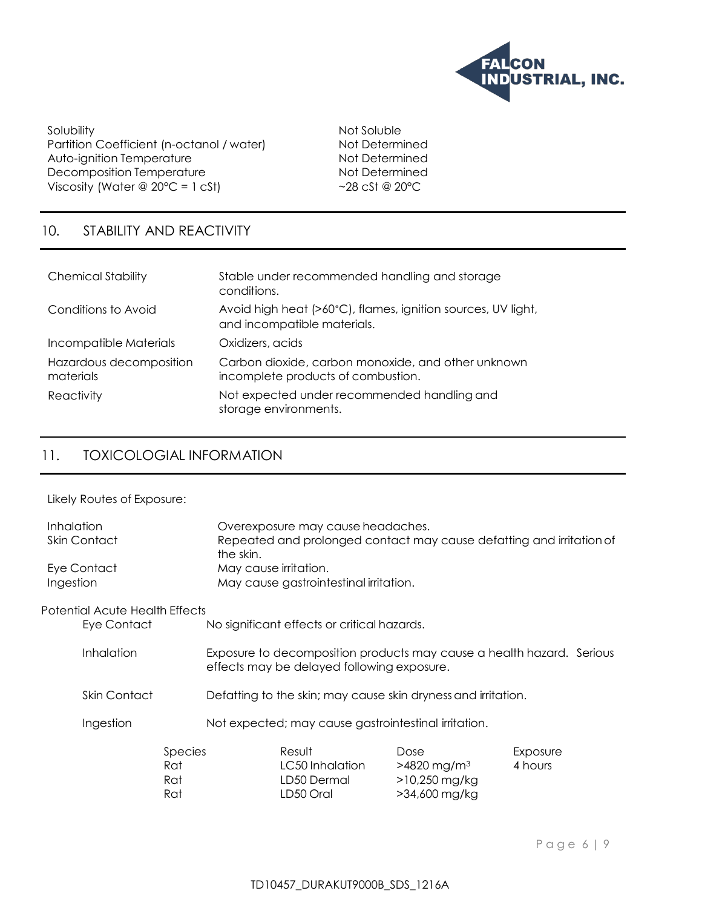| | |
|---|---|
| Solubility | Not Soluble |
| Partition Coefficient (n-octanol / water) | Not Determined |
| Auto-ignition Temperature | Not Determined |
| Decomposition Temperature | Not Determined |
| Viscosity (Water @ 20°C = 1 cSt) | ~28 cSt @ 20°C |

## 10. STABILITY AND REACTIVITY

| | |
|---|---|
| Chemical Stability | Stable under recommended handling and storage conditions. |
| Conditions to Avoid | Avoid high heat (>60°C), flames, ignition sources, UV light, and incompatible materials. |
| Incompatible Materials | Oxidizers, acids |
| Hazardous decomposition materials | Carbon dioxide, carbon monoxide, and other unknown incomplete products of combustion. |
| Reactivity | Not expected under recommended handling and storage environments. |

## 11. TOXICOLOGIAL INFORMATION

Likely Routes of Exposure:

| | |
|---|---|
| Inhalation | Overexposure may cause headaches. |
| Skin Contact | Repeated and prolonged contact may cause defatting and irritation of the skin. |
| Eye Contact | May cause irritation. |
| Ingestion | May cause gastrointestinal irritation. |

Potential Acute Health Effects

| | |
|---|---|
| Eye Contact | No significant effects or critical hazards. |
| Inhalation | Exposure to decomposition products may cause a health hazard. Serious effects may be delayed following exposure. |
| Skin Contact | Defatting to the skin; may cause skin dryness and irritation. |
| Ingestion | Not expected; may cause gastrointestinal irritation. |

| Species | Result | Dose | Exposure |
|---|---|---|---|
| Rat | LC50 Inhalation | >4820 mg/m$^3$ | 4 hours |
| Rat | LD50 Dermal | >10,250 mg/kg | |
| Rat | LD50 Oral | >34,600 mg/kg | |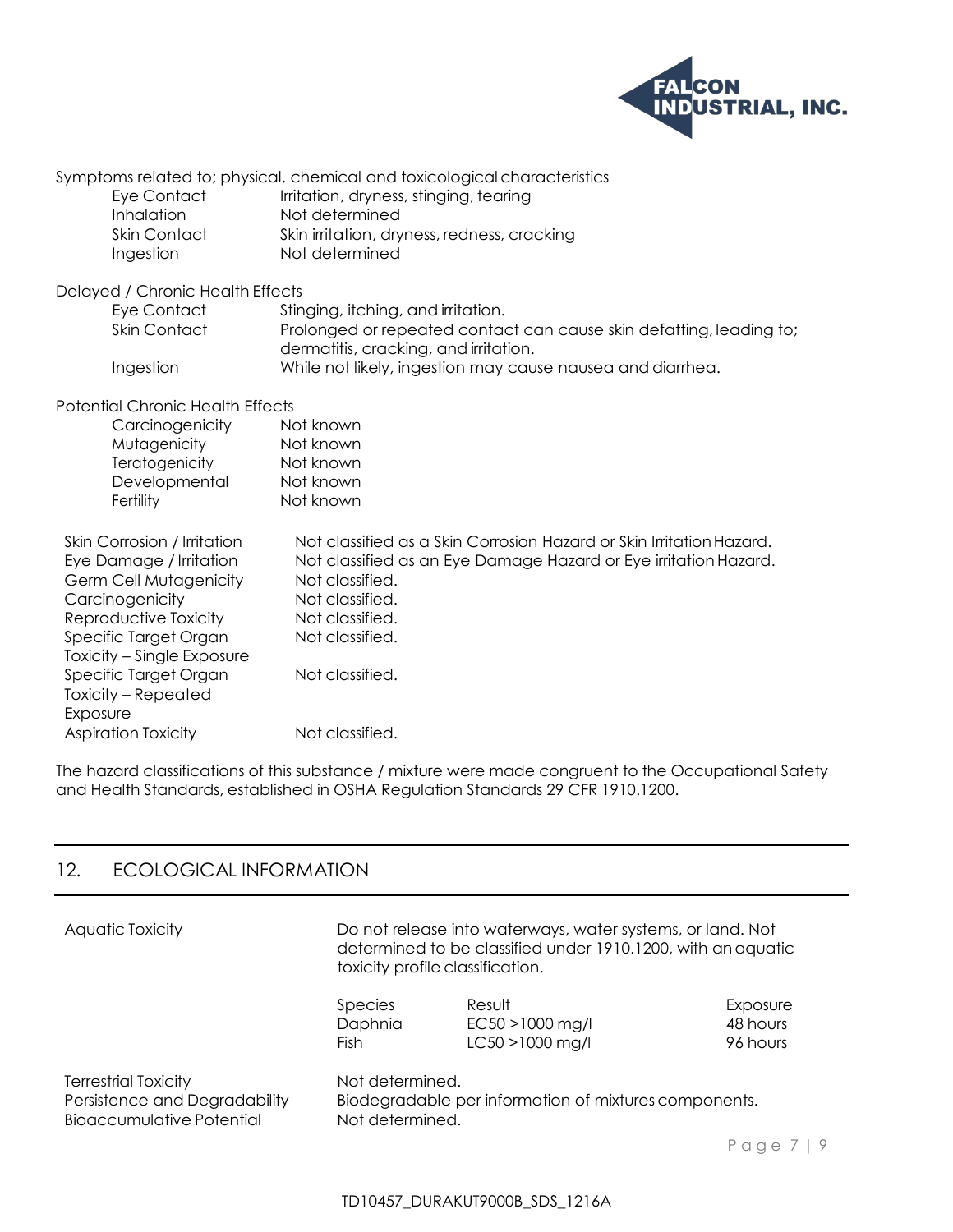Symptoms related to; physical, chemical and toxicological characteristics

| | |
|---|---|
| Eye Contact | Irritation, dryness, stinging, tearing |
| Inhalation | Not determined |
| Skin Contact | Skin irritation, dryness, redness, cracking |
| Ingestion | Not determined |

Delayed / Chronic Health Effects

| | |
|---|---|
| Eye Contact | Stinging, itching, and irritation. |
| Skin Contact | Prolonged or repeated contact can cause skin defatting, leading to; dermatitis, cracking, and irritation. |
| Ingestion | While not likely, ingestion may cause nausea and diarrhea. |

Potential Chronic Health Effects

| | |
|---|---|
| Carcinogenicity | Not known |
| Mutagenicity | Not known |
| Teratogenicity | Not known |
| Developmental | Not known |
| Fertility | Not known |

| | |
|---|---|
| Skin Corrosion / Irritation | Not classified as a Skin Corrosion Hazard or Skin Irritation Hazard. |
| Eye Damage / Irritation | Not classified as an Eye Damage Hazard or Eye irritation Hazard. |
| Germ Cell Mutagenicity | Not classified. |
| Carcinogenicity | Not classified. |
| Reproductive Toxicity | Not classified. |
| Specific Target Organ Toxicity – Single Exposure | Not classified. |
| Specific Target Organ Toxicity – Repeated Exposure | Not classified. |
| Aspiration Toxicity | Not classified. |

The hazard classifications of this substance / mixture were made congruent to the Occupational Safety and Health Standards, established in OSHA Regulation Standards 29 CFR 1910.1200.

## 12. ECOLOGICAL INFORMATION

Aquatic Toxicity: Do not release into waterways, water systems, or land. Not determined to be classified under 1910.1200, with an aquatic toxicity profile classification.

| Species | Result | Exposure |
|---|---|---|
| Daphnia | EC50 >1000 mg/l | 48 hours |
| Fish | LC50 >1000 mg/l | 96 hours |

| | |
|---|---|
| Terrestrial Toxicity | Not determined. |
| Persistence and Degradability | Biodegradable per information of mixtures components. |
| Bioaccumulative Potential | Not determined. |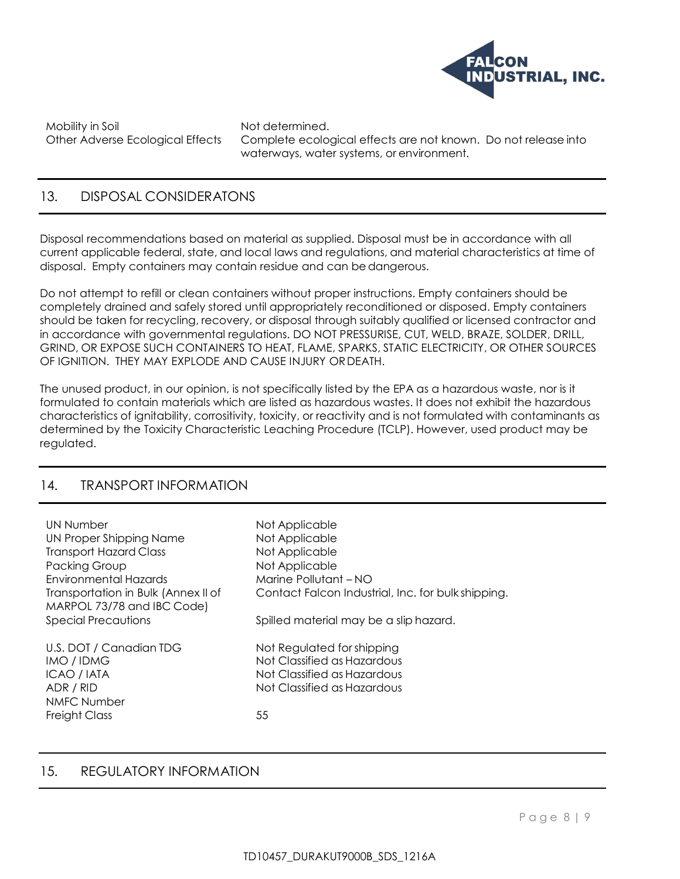| | |
|---|---|
| Mobility in Soil | Not determined. |
| Other Adverse Ecological Effects | Complete ecological effects are not known. Do not release into waterways, water systems, or environment. |

## 13. DISPOSAL CONSIDERATONS

Disposal recommendations based on material as supplied. Disposal must be in accordance with all current applicable federal, state, and local laws and regulations, and material characteristics at time of disposal. Empty containers may contain residue and can be dangerous.

Do not attempt to refill or clean containers without proper instructions. Empty containers should be completely drained and safely stored until appropriately reconditioned or disposed. Empty containers should be taken for recycling, recovery, or disposal through suitably qualified or licensed contractor and in accordance with governmental regulations. DO NOT PRESSURISE, CUT, WELD, BRAZE, SOLDER, DRILL, GRIND, OR EXPOSE SUCH CONTAINERS TO HEAT, FLAME, SPARKS, STATIC ELECTRICITY, OR OTHER SOURCES OF IGNITION. THEY MAY EXPLODE AND CAUSE INJURY OR DEATH.

The unused product, in our opinion, is not specifically listed by the EPA as a hazardous waste, nor is it formulated to contain materials which are listed as hazardous wastes. It does not exhibit the hazardous characteristics of ignitability, corrositivity, toxicity, or reactivity and is not formulated with contaminants as determined by the Toxicity Characteristic Leaching Procedure (TCLP). However, used product may be regulated.

## 14. TRANSPORT INFORMATION

| | |
|---|---|
| UN Number | Not Applicable |
| UN Proper Shipping Name | Not Applicable |
| Transport Hazard Class | Not Applicable |
| Packing Group | Not Applicable |
| Environmental Hazards | Marine Pollutant – NO |
| Transportation in Bulk (Annex II of MARPOL 73/78 and IBC Code) | Contact Falcon Industrial, Inc. for bulk shipping. |
| Special Precautions | Spilled material may be a slip hazard. |
| U.S. DOT / Canadian TDG | Not Regulated for shipping |
| IMO / IDMG | Not Classified as Hazardous |
| ICAO / IATA | Not Classified as Hazardous |
| ADR / RID | Not Classified as Hazardous |
| NMFC Number | |
| Freight Class | 55 |

## 15. REGULATORY INFORMATION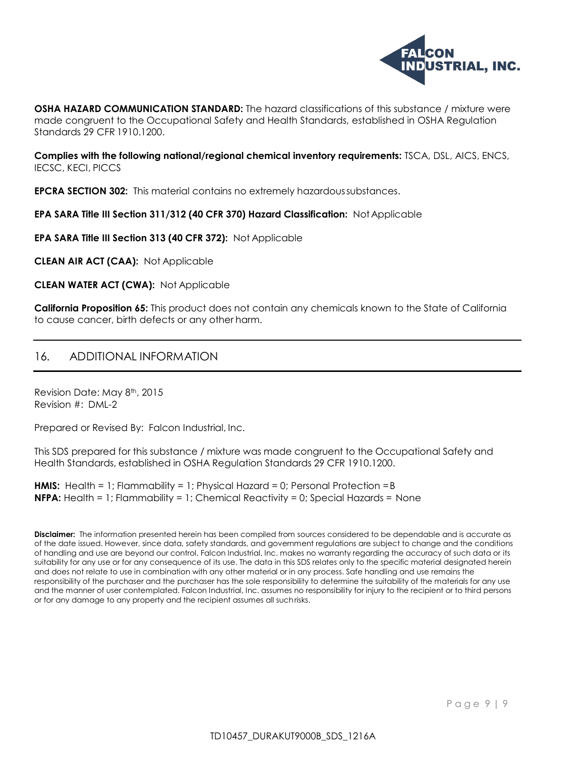**OSHA HAZARD COMMUNICATION STANDARD:** The hazard classifications of this substance / mixture were made congruent to the Occupational Safety and Health Standards, established in OSHA Regulation Standards 29 CFR 1910.1200.

**Complies with the following national/regional chemical inventory requirements:** TSCA, DSL, AICS, ENCS, IECSC, KECI, PICCS

**EPCRA SECTION 302:** This material contains no extremely hazardous substances.

**EPA SARA Title III Section 311/312 (40 CFR 370) Hazard Classification:** Not Applicable

**EPA SARA Title III Section 313 (40 CFR 372):** Not Applicable

**CLEAN AIR ACT (CAA):** Not Applicable

**CLEAN WATER ACT (CWA):** Not Applicable

**California Proposition 65:** This product does not contain any chemicals known to the State of California to cause cancer, birth defects or any other harm.

## 16. ADDITIONAL INFORMATION

Revision Date: May 8th, 2015
Revision #: DML-2

Prepared or Revised By: Falcon Industrial, Inc.

This SDS prepared for this substance / mixture was made congruent to the Occupational Safety and Health Standards, established in OSHA Regulation Standards 29 CFR 1910.1200.

**HMIS:** Health = 1; Flammability = 1; Physical Hazard = 0; Personal Protection = B
**NFPA:** Health = 1; Flammability = 1; Chemical Reactivity = 0; Special Hazards = None

**Disclaimer:** The information presented herein has been compiled from sources considered to be dependable and is accurate as of the date issued. However, since data, safety standards, and government regulations are subject to change and the conditions of handling and use are beyond our control, Falcon Industrial, Inc. makes no warranty regarding the accuracy of such data or its suitability for any use or for any consequence of its use. The data in this SDS relates only to the specific material designated herein and does not relate to use in combination with any other material or in any process. Safe handling and use remains the responsibility of the purchaser and the purchaser has the sole responsibility to determine the suitability of the materials for any use and the manner of user contemplated. Falcon Industrial, Inc. assumes no responsibility for injury to the recipient or to third persons or for any damage to any property and the recipient assumes all such risks.